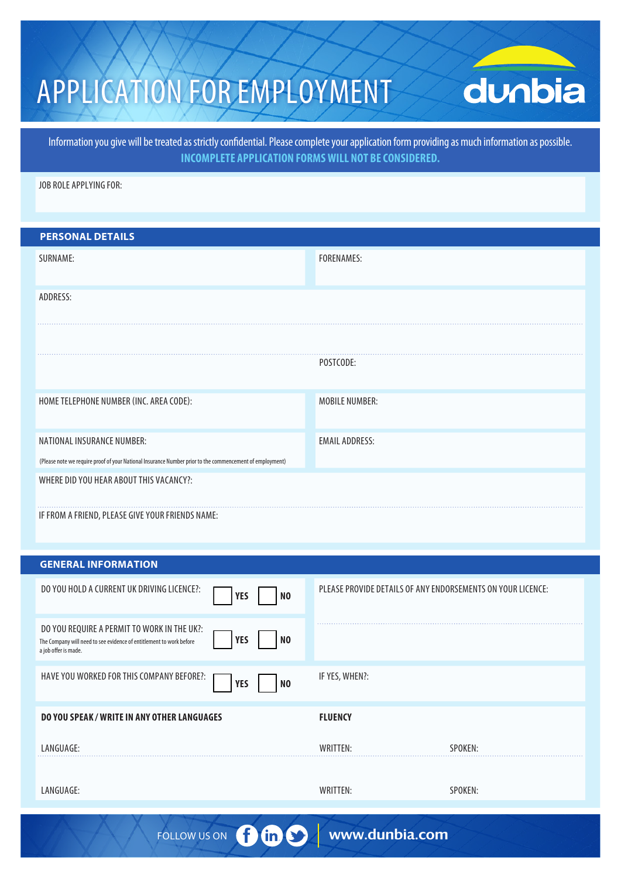# APPLICATION FOR EMPLOYMENT

dunbia

Information you give will be treated as strictly confidential. Please complete your application form providing as much information as possible.
**INCOMPLETE APPLICATION FORMS WILL NOT BE CONSIDERED.**

JOB ROLE APPLYING FOR:

## PERSONAL DETAILS

| | |
|---|---|
| SURNAME: | FORENAMES: |
| ADDRESS: | |
| | POSTCODE: |
| HOME TELEPHONE NUMBER (INC. AREA CODE): | MOBILE NUMBER: |
| NATIONAL INSURANCE NUMBER: (Please note we require proof of your National Insurance Number prior to the commencement of employment) | EMAIL ADDRESS: |

WHERE DID YOU HEAR ABOUT THIS VACANCY?:

IF FROM A FRIEND, PLEASE GIVE YOUR FRIENDS NAME:

## GENERAL INFORMATION

| | |
|---|---|
| DO YOU HOLD A CURRENT UK DRIVING LICENCE?: ☐ **YES** ☐ **NO** | PLEASE PROVIDE DETAILS OF ANY ENDORSEMENTS ON YOUR LICENCE: |
| DO YOU REQUIRE A PERMIT TO WORK IN THE UK?: ☐ **YES** ☐ **NO** The Company will need to see evidence of entitlement to work before a job offer is made. | |
| HAVE YOU WORKED FOR THIS COMPANY BEFORE?: ☐ **YES** ☐ **NO** | IF YES, WHEN?: |

| **DO YOU SPEAK / WRITE IN ANY OTHER LANGUAGES** | **FLUENCY** | |
|---|---|---|
| LANGUAGE: | WRITTEN: | SPOKEN: |
| LANGUAGE: | WRITTEN: | SPOKEN: |

FOLLOW US ON www.dunbia.com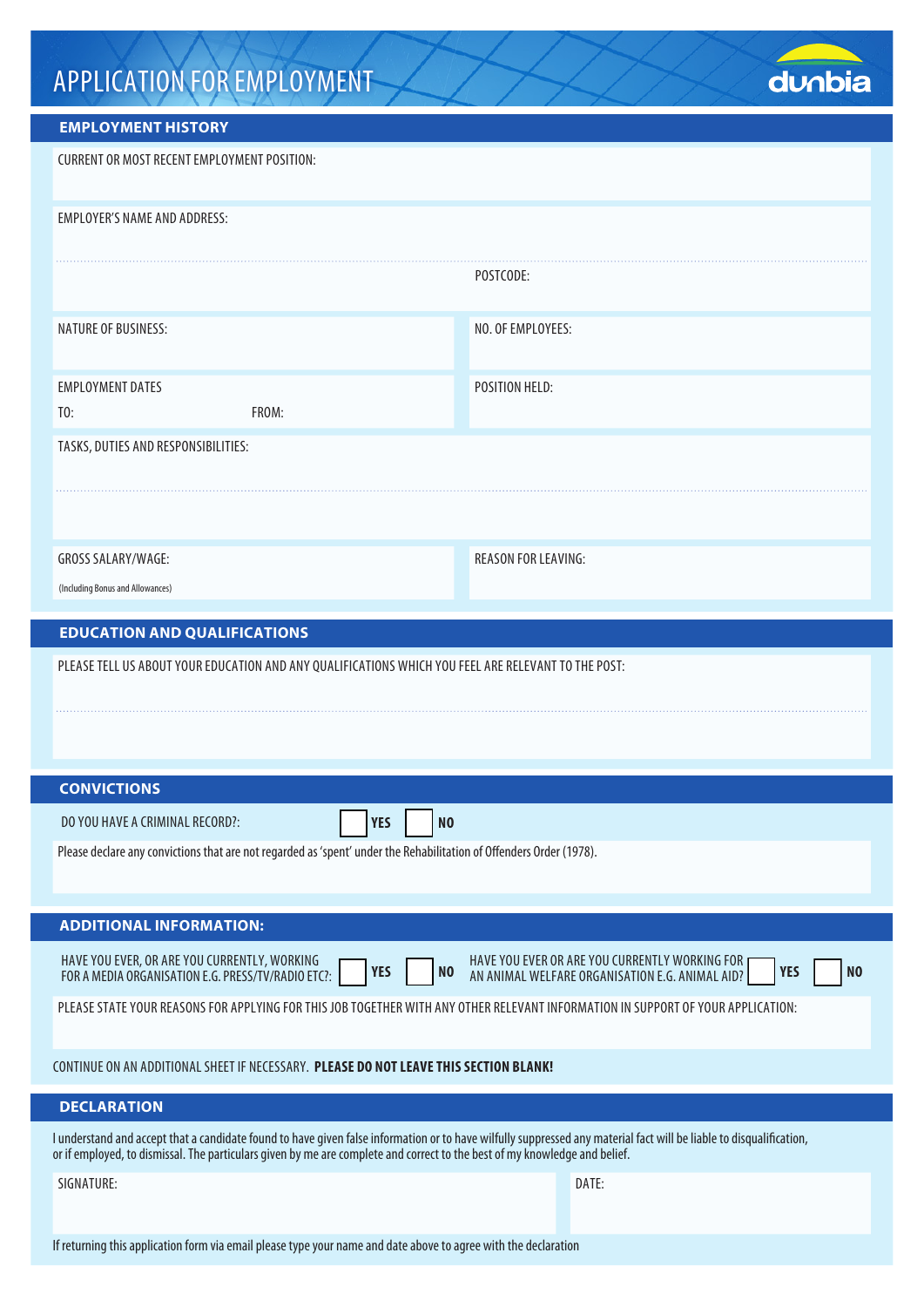# APPLICATION FOR EMPLOYMENT

dunbia

## EMPLOYMENT HISTORY

CURRENT OR MOST RECENT EMPLOYMENT POSITION:

EMPLOYER'S NAME AND ADDRESS:

POSTCODE:

| NATURE OF BUSINESS: | NO. OF EMPLOYEES: |
|---|---|
| EMPLOYMENT DATES<br>TO: FROM: | POSITION HELD: |

TASKS, DUTIES AND RESPONSIBILITIES:

| GROSS SALARY/WAGE:<br>(Including Bonus and Allowances) | REASON FOR LEAVING: |
|---|---|

## EDUCATION AND QUALIFICATIONS

PLEASE TELL US ABOUT YOUR EDUCATION AND ANY QUALIFICATIONS WHICH YOU FEEL ARE RELEVANT TO THE POST:

## CONVICTIONS

DO YOU HAVE A CRIMINAL RECORD?: ☐ **YES** ☐ **NO**

Please declare any convictions that are not regarded as 'spent' under the Rehabilitation of Offenders Order (1978).

## ADDITIONAL INFORMATION:

HAVE YOU EVER, OR ARE YOU CURRENTLY, WORKING FOR A MEDIA ORGANISATION E.G. PRESS/TV/RADIO ETC?: ☐ **YES** ☐ **NO**

HAVE YOU EVER OR ARE YOU CURRENTLY WORKING FOR AN ANIMAL WELFARE ORGANISATION E.G. ANIMAL AID? ☐ **YES** ☐ **NO**

PLEASE STATE YOUR REASONS FOR APPLYING FOR THIS JOB TOGETHER WITH ANY OTHER RELEVANT INFORMATION IN SUPPORT OF YOUR APPLICATION:

CONTINUE ON AN ADDITIONAL SHEET IF NECESSARY. **PLEASE DO NOT LEAVE THIS SECTION BLANK!**

## DECLARATION

I understand and accept that a candidate found to have given false information or to have wilfully suppressed any material fact will be liable to disqualification, or if employed, to dismissal. The particulars given by me are complete and correct to the best of my knowledge and belief.

| SIGNATURE: | DATE: |
|---|---|

If returning this application form via email please type your name and date above to agree with the declaration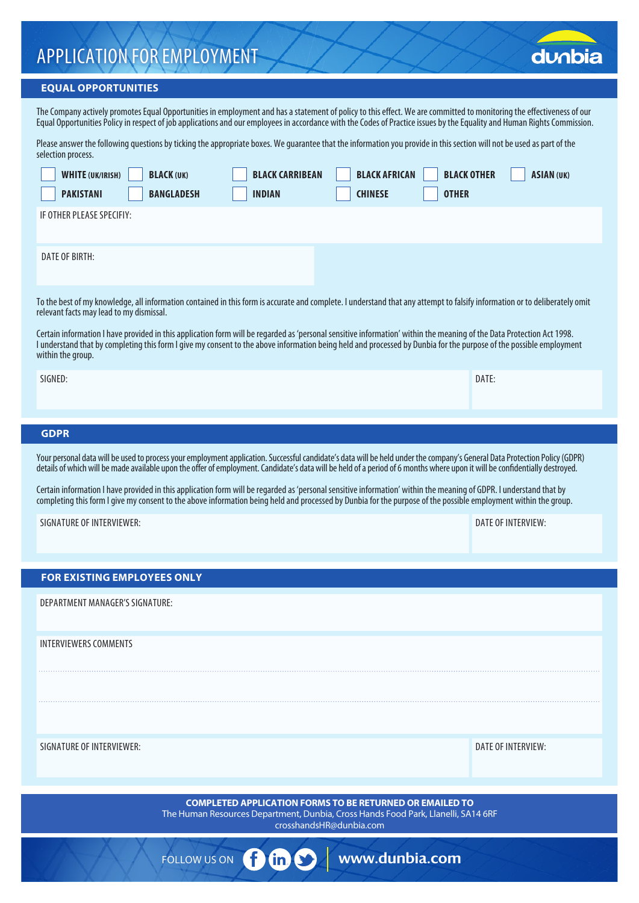# APPLICATION FOR EMPLOYMENT

dunbia

## EQUAL OPPORTUNITIES

The Company actively promotes Equal Opportunities in employment and has a statement of policy to this effect. We are committed to monitoring the effectiveness of our Equal Opportunities Policy in respect of job applications and our employees in accordance with the Codes of Practice issues by the Equality and Human Rights Commission.

Please answer the following questions by ticking the appropriate boxes. We guarantee that the information you provide in this section will not be used as part of the selection process.

| | | | | | |
|---|---|---|---|---|---|
| ☐ **WHITE (UK/IRISH)** | ☐ **BLACK (UK)** | ☐ **BLACK CARRIBEAN** | ☐ **BLACK AFRICAN** | ☐ **BLACK OTHER** | ☐ **ASIAN (UK)** |
| ☐ **PAKISTANI** | ☐ **BANGLADESH** | ☐ **INDIAN** | ☐ **CHINESE** | ☐ **OTHER** | |

IF OTHER PLEASE SPECIFIY:

DATE OF BIRTH:

To the best of my knowledge, all information contained in this form is accurate and complete. I understand that any attempt to falsify information or to deliberately omit relevant facts may lead to my dismissal.

Certain information I have provided in this application form will be regarded as 'personal sensitive information' within the meaning of the Data Protection Act 1998. I understand that by completing this form I give my consent to the above information being held and processed by Dunbia for the purpose of the possible employment within the group.

SIGNED: DATE:

## GDPR

Your personal data will be used to process your employment application. Successful candidate's data will be held under the company's General Data Protection Policy (GDPR) details of which will be made available upon the offer of employment. Candidate's data will be held of a period of 6 months where upon it will be confidentially destroyed.

Certain information I have provided in this application form will be regarded as 'personal sensitive information' within the meaning of GDPR. I understand that by completing this form I give my consent to the above information being held and processed by Dunbia for the purpose of the possible employment within the group.

SIGNATURE OF INTERVIEWER: DATE OF INTERVIEW:

## FOR EXISTING EMPLOYEES ONLY

DEPARTMENT MANAGER'S SIGNATURE:

INTERVIEWERS COMMENTS

SIGNATURE OF INTERVIEWER: DATE OF INTERVIEW:

**COMPLETED APPLICATION FORMS TO BE RETURNED OR EMAILED TO**
The Human Resources Department, Dunbia, Cross Hands Food Park, Llanelli, SA14 6RF
crosshandsHR@dunbia.com

FOLLOW US ON **www.dunbia.com**